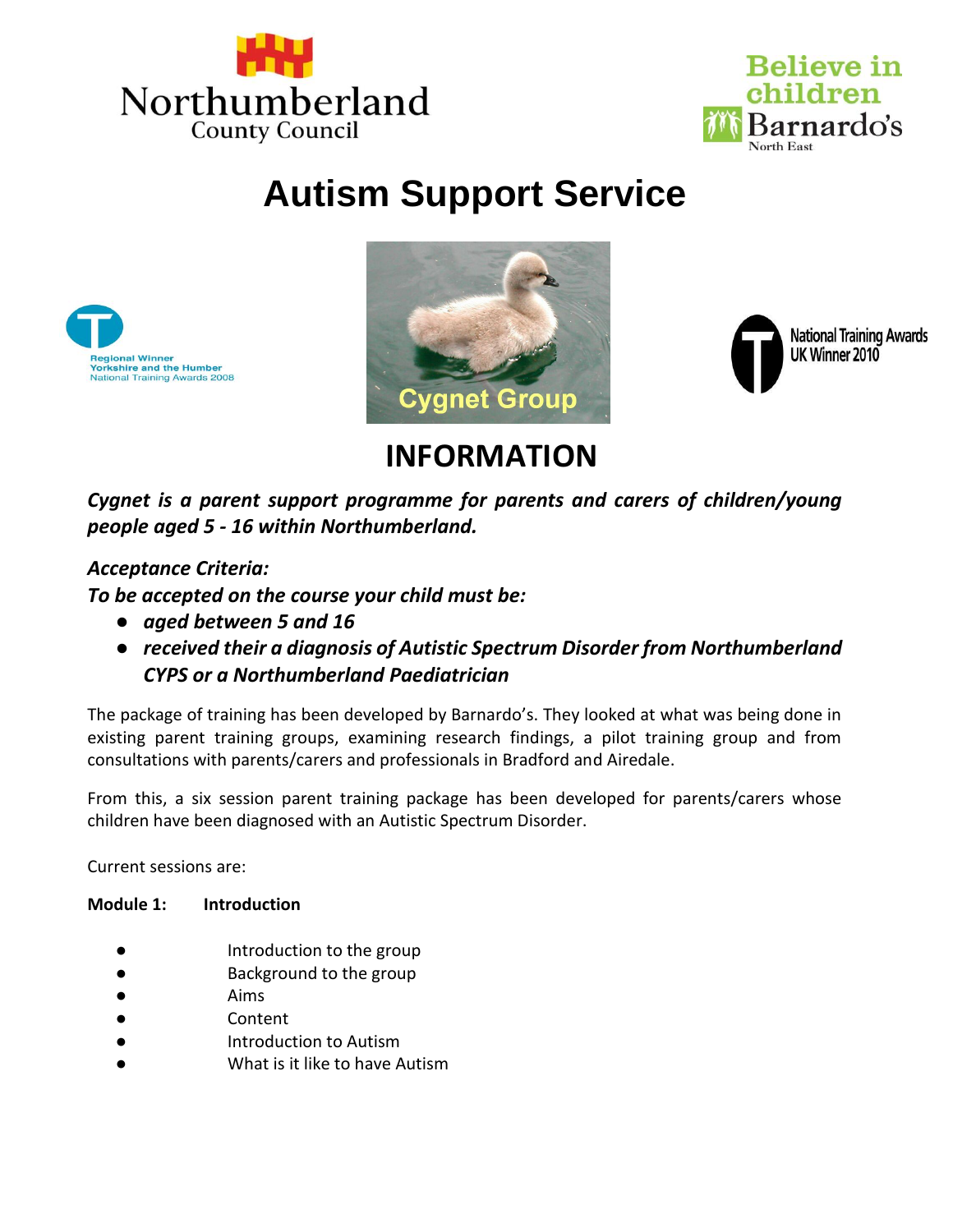Northumberland County Council

Believe in children Barnardo's North East

# Autism Support Service

Regional Winner
Yorkshire and the Humber
National Training Awards 2008

Cygnet Group

National Training Awards UK Winner 2010

## INFORMATION

***Cygnet is a parent support programme for parents and carers of children/young people aged 5 - 16 within Northumberland.***

***Acceptance Criteria:***
***To be accepted on the course your child must be:***

- ***aged between 5 and 16***
- ***received their a diagnosis of Autistic Spectrum Disorder from Northumberland CYPS or a Northumberland Paediatrician***

The package of training has been developed by Barnardo's. They looked at what was being done in existing parent training groups, examining research findings, a pilot training group and from consultations with parents/carers and professionals in Bradford and Airedale.

From this, a six session parent training package has been developed for parents/carers whose children have been diagnosed with an Autistic Spectrum Disorder.

Current sessions are:

**Module 1: Introduction**

- Introduction to the group
- Background to the group
- Aims
- Content
- Introduction to Autism
- What is it like to have Autism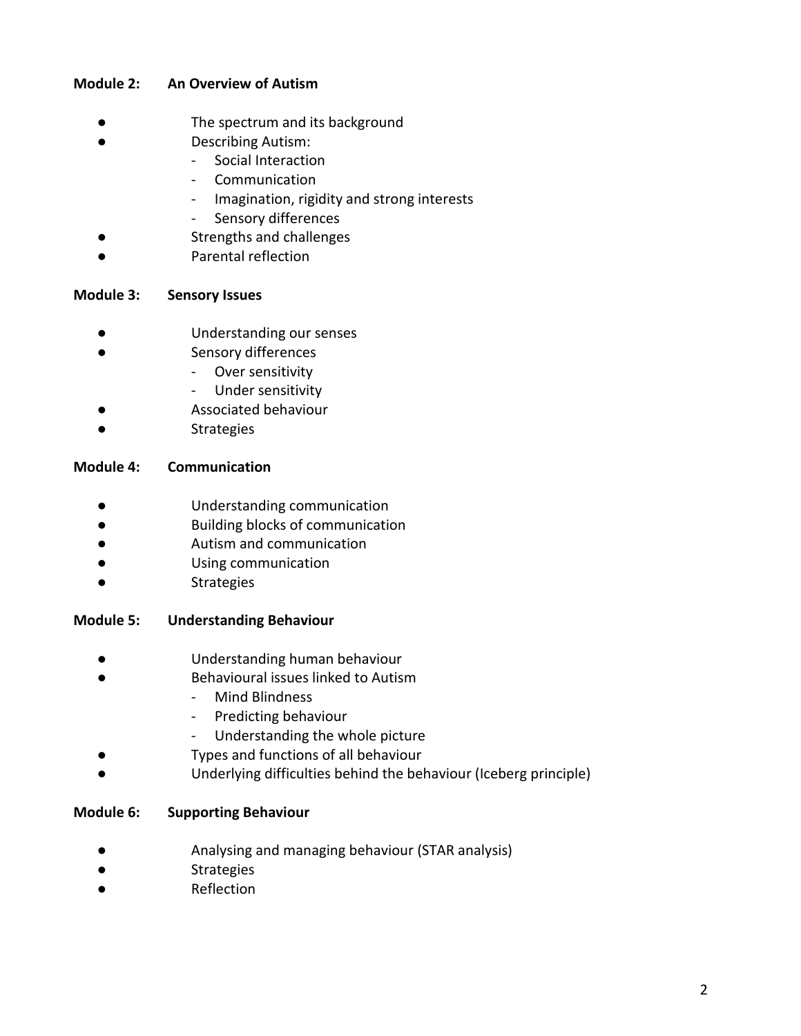**Module 2: An Overview of Autism**

- The spectrum and its background
- Describing Autism:
  - Social Interaction
  - Communication
  - Imagination, rigidity and strong interests
  - Sensory differences
- Strengths and challenges
- Parental reflection

**Module 3: Sensory Issues**

- Understanding our senses
- Sensory differences
  - Over sensitivity
  - Under sensitivity
- Associated behaviour
- Strategies

**Module 4: Communication**

- Understanding communication
- Building blocks of communication
- Autism and communication
- Using communication
- Strategies

**Module 5: Understanding Behaviour**

- Understanding human behaviour
- Behavioural issues linked to Autism
  - Mind Blindness
  - Predicting behaviour
  - Understanding the whole picture
- Types and functions of all behaviour
- Underlying difficulties behind the behaviour (Iceberg principle)

**Module 6: Supporting Behaviour**

- Analysing and managing behaviour (STAR analysis)
- Strategies
- Reflection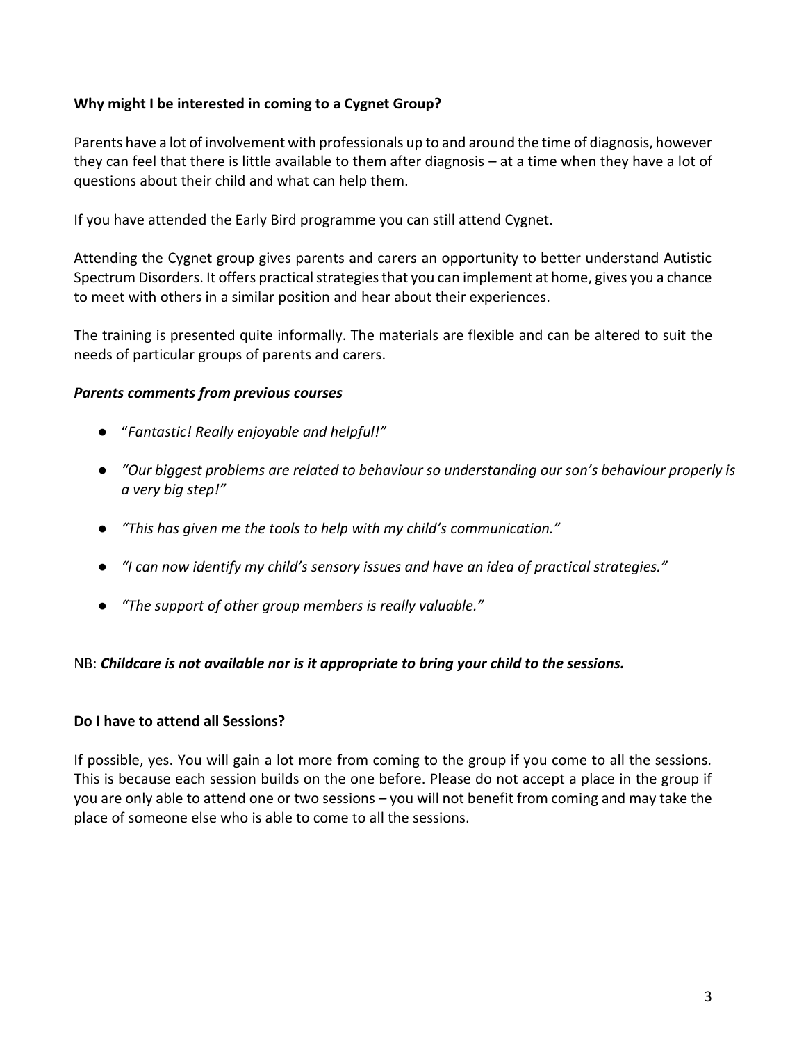**Why might I be interested in coming to a Cygnet Group?**

Parents have a lot of involvement with professionals up to and around the time of diagnosis, however they can feel that there is little available to them after diagnosis – at a time when they have a lot of questions about their child and what can help them.

If you have attended the Early Bird programme you can still attend Cygnet.

Attending the Cygnet group gives parents and carers an opportunity to better understand Autistic Spectrum Disorders. It offers practical strategies that you can implement at home, gives you a chance to meet with others in a similar position and hear about their experiences.

The training is presented quite informally. The materials are flexible and can be altered to suit the needs of particular groups of parents and carers.

***Parents comments from previous courses***

- "*Fantastic! Really enjoyable and helpful!"*
- *"Our biggest problems are related to behaviour so understanding our son's behaviour properly is a very big step!"*
- *"This has given me the tools to help with my child's communication."*
- *"I can now identify my child's sensory issues and have an idea of practical strategies."*
- *"The support of other group members is really valuable."*

NB: ***Childcare is not available nor is it appropriate to bring your child to the sessions.***

**Do I have to attend all Sessions?**

If possible, yes. You will gain a lot more from coming to the group if you come to all the sessions. This is because each session builds on the one before. Please do not accept a place in the group if you are only able to attend one or two sessions – you will not benefit from coming and may take the place of someone else who is able to come to all the sessions.